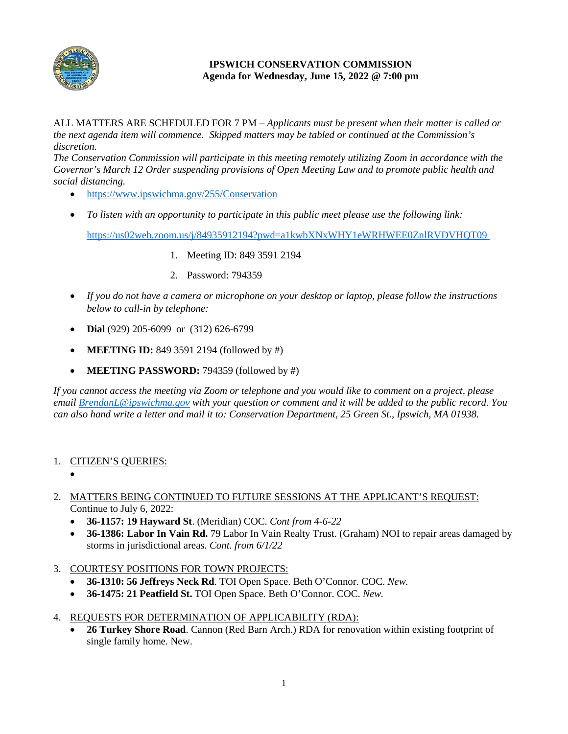# IPSWICH CONSERVATION COMMISSION
## Agenda for Wednesday, June 15, 2022 @ 7:00 pm

ALL MATTERS ARE SCHEDULED FOR 7 PM – *Applicants must be present when their matter is called or the next agenda item will commence. Skipped matters may be tabled or continued at the Commission's discretion.*

*The Conservation Commission will participate in this meeting remotely utilizing Zoom in accordance with the Governor's March 12 Order suspending provisions of Open Meeting Law and to promote public health and social distancing.*

- https://www.ipswichma.gov/255/Conservation
- *To listen with an opportunity to participate in this public meet please use the following link:*

  https://us02web.zoom.us/j/84935912194?pwd=a1kwbXNxWHY1eWRHWEE0ZnlRVDVHQT09

  1. Meeting ID: 849 3591 2194
  2. Password: 794359

- *If you do not have a camera or microphone on your desktop or laptop, please follow the instructions below to call-in by telephone:*
- **Dial** (929) 205-6099 or (312) 626-6799
- **MEETING ID:** 849 3591 2194 (followed by #)
- **MEETING PASSWORD:** 794359 (followed by #)

*If you cannot access the meeting via Zoom or telephone and you would like to comment on a project, please email BrendanL@ipswichma.gov with your question or comment and it will be added to the public record. You can also hand write a letter and mail it to: Conservation Department, 25 Green St., Ipswich, MA 01938.*

1. CITIZEN'S QUERIES:
   - 

2. MATTERS BEING CONTINUED TO FUTURE SESSIONS AT THE APPLICANT'S REQUEST:
   Continue to July 6, 2022:
   - **36-1157: 19 Hayward St**. (Meridian) COC. *Cont from 4-6-22*
   - **36-1386: Labor In Vain Rd.** 79 Labor In Vain Realty Trust. (Graham) NOI to repair areas damaged by storms in jurisdictional areas. *Cont. from 6/1/22*

3. COURTESY POSITIONS FOR TOWN PROJECTS:
   - **36-1310: 56 Jeffreys Neck Rd**. TOI Open Space. Beth O'Connor. COC. *New.*
   - **36-1475: 21 Peatfield St.** TOI Open Space. Beth O'Connor. COC. *New.*

4. REQUESTS FOR DETERMINATION OF APPLICABILITY (RDA):
   - **26 Turkey Shore Road**. Cannon (Red Barn Arch.) RDA for renovation within existing footprint of single family home. New.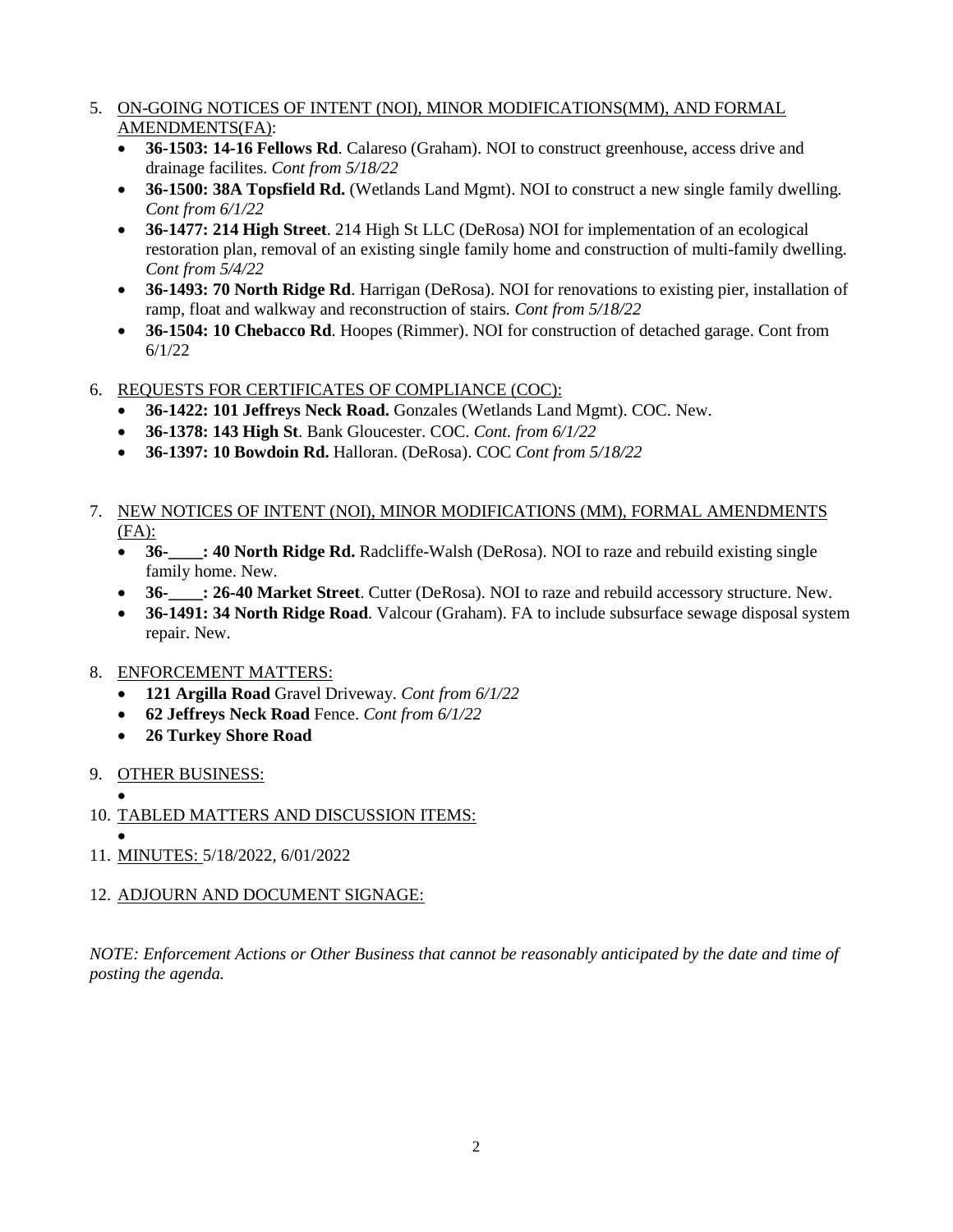5. ON-GOING NOTICES OF INTENT (NOI), MINOR MODIFICATIONS(MM), AND FORMAL AMENDMENTS(FA):
   - **36-1503: 14-16 Fellows Rd**. Calareso (Graham). NOI to construct greenhouse, access drive and drainage facilites. *Cont from 5/18/22*
   - **36-1500: 38A Topsfield Rd.** (Wetlands Land Mgmt). NOI to construct a new single family dwelling. *Cont from 6/1/22*
   - **36-1477: 214 High Street**. 214 High St LLC (DeRosa) NOI for implementation of an ecological restoration plan, removal of an existing single family home and construction of multi-family dwelling. *Cont from 5/4/22*
   - **36-1493: 70 North Ridge Rd**. Harrigan (DeRosa). NOI for renovations to existing pier, installation of ramp, float and walkway and reconstruction of stairs. *Cont from 5/18/22*
   - **36-1504: 10 Chebacco Rd**. Hoopes (Rimmer). NOI for construction of detached garage. Cont from 6/1/22

6. REQUESTS FOR CERTIFICATES OF COMPLIANCE (COC):
   - **36-1422: 101 Jeffreys Neck Road.** Gonzales (Wetlands Land Mgmt). COC. New.
   - **36-1378: 143 High St**. Bank Gloucester. COC. *Cont. from 6/1/22*
   - **36-1397: 10 Bowdoin Rd.** Halloran. (DeRosa). COC *Cont from 5/18/22*

7. NEW NOTICES OF INTENT (NOI), MINOR MODIFICATIONS (MM), FORMAL AMENDMENTS (FA):
   - **36-____: 40 North Ridge Rd.** Radcliffe-Walsh (DeRosa). NOI to raze and rebuild existing single family home. New.
   - **36-____: 26-40 Market Street**. Cutter (DeRosa). NOI to raze and rebuild accessory structure. New.
   - **36-1491: 34 North Ridge Road**. Valcour (Graham). FA to include subsurface sewage disposal system repair. New.

8. ENFORCEMENT MATTERS:
   - **121 Argilla Road** Gravel Driveway. *Cont from 6/1/22*
   - **62 Jeffreys Neck Road** Fence. *Cont from 6/1/22*
   - **26 Turkey Shore Road**

9. OTHER BUSINESS:
   - 

10. TABLED MATTERS AND DISCUSSION ITEMS:
    - 

11. MINUTES: 5/18/2022, 6/01/2022

12. ADJOURN AND DOCUMENT SIGNAGE:

*NOTE: Enforcement Actions or Other Business that cannot be reasonably anticipated by the date and time of posting the agenda.*